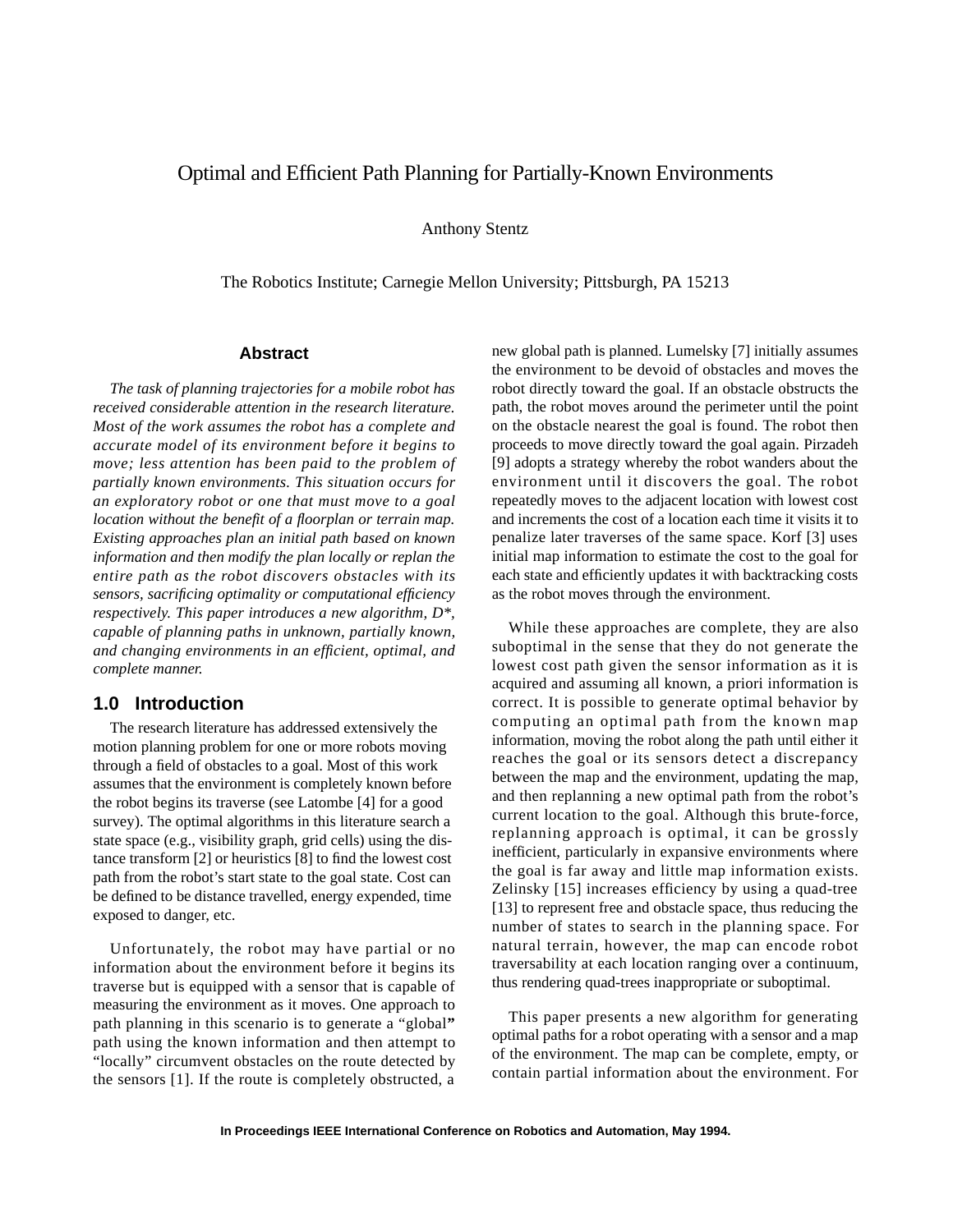# Optimal and Efficient Path Planning for Partially-Known Environments

Anthony Stentz

The Robotics Institute; Carnegie Mellon University; Pittsburgh, PA 15213

## Abstract

*The task of planning trajectories for a mobile robot has received considerable attention in the research literature. Most of the work assumes the robot has a complete and accurate model of its environment before it begins to move; less attention has been paid to the problem of partially known environments. This situation occurs for an exploratory robot or one that must move to a goal location without the benefit of a floorplan or terrain map. Existing approaches plan an initial path based on known information and then modify the plan locally or replan the entire path as the robot discovers obstacles with its sensors, sacrificing optimality or computational efficiency respectively. This paper introduces a new algorithm, D\*, capable of planning paths in unknown, partially known, and changing environments in an efficient, optimal, and complete manner.*

## 1.0 Introduction

The research literature has addressed extensively the motion planning problem for one or more robots moving through a field of obstacles to a goal. Most of this work assumes that the environment is completely known before the robot begins its traverse (see Latombe [4] for a good survey). The optimal algorithms in this literature search a state space (e.g., visibility graph, grid cells) using the distance transform [2] or heuristics [8] to find the lowest cost path from the robot's start state to the goal state. Cost can be defined to be distance travelled, energy expended, time exposed to danger, etc.

Unfortunately, the robot may have partial or no information about the environment before it begins its traverse but is equipped with a sensor that is capable of measuring the environment as it moves. One approach to path planning in this scenario is to generate a "global" path using the known information and then attempt to "locally" circumvent obstacles on the route detected by the sensors [1]. If the route is completely obstructed, a new global path is planned. Lumelsky [7] initially assumes the environment to be devoid of obstacles and moves the robot directly toward the goal. If an obstacle obstructs the path, the robot moves around the perimeter until the point on the obstacle nearest the goal is found. The robot then proceeds to move directly toward the goal again. Pirzadeh [9] adopts a strategy whereby the robot wanders about the environment until it discovers the goal. The robot repeatedly moves to the adjacent location with lowest cost and increments the cost of a location each time it visits it to penalize later traverses of the same space. Korf [3] uses initial map information to estimate the cost to the goal for each state and efficiently updates it with backtracking costs as the robot moves through the environment.

While these approaches are complete, they are also suboptimal in the sense that they do not generate the lowest cost path given the sensor information as it is acquired and assuming all known, a priori information is correct. It is possible to generate optimal behavior by computing an optimal path from the known map information, moving the robot along the path until either it reaches the goal or its sensors detect a discrepancy between the map and the environment, updating the map, and then replanning a new optimal path from the robot's current location to the goal. Although this brute-force, replanning approach is optimal, it can be grossly inefficient, particularly in expansive environments where the goal is far away and little map information exists. Zelinsky [15] increases efficiency by using a quad-tree [13] to represent free and obstacle space, thus reducing the number of states to search in the planning space. For natural terrain, however, the map can encode robot traversability at each location ranging over a continuum, thus rendering quad-trees inappropriate or suboptimal.

This paper presents a new algorithm for generating optimal paths for a robot operating with a sensor and a map of the environment. The map can be complete, empty, or contain partial information about the environment. For

In Proceedings IEEE International Conference on Robotics and Automation, May 1994.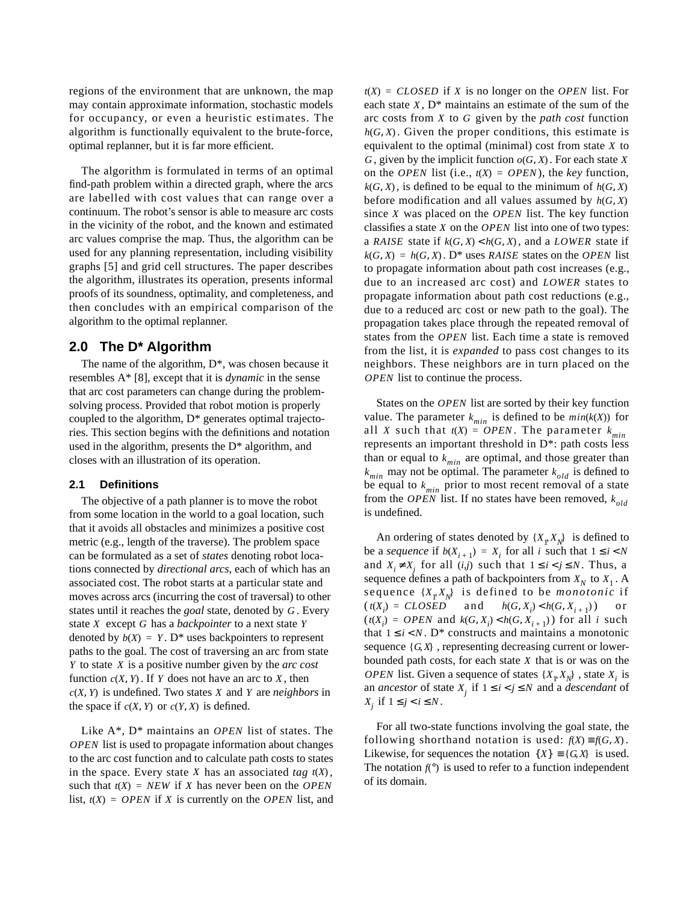regions of the environment that are unknown, the map may contain approximate information, stochastic models for occupancy, or even a heuristic estimates. The algorithm is functionally equivalent to the brute-force, optimal replanner, but it is far more efficient.

The algorithm is formulated in terms of an optimal find-path problem within a directed graph, where the arcs are labelled with cost values that can range over a continuum. The robot's sensor is able to measure arc costs in the vicinity of the robot, and the known and estimated arc values comprise the map. Thus, the algorithm can be used for any planning representation, including visibility graphs [5] and grid cell structures. The paper describes the algorithm, illustrates its operation, presents informal proofs of its soundness, optimality, and completeness, and then concludes with an empirical comparison of the algorithm to the optimal replanner.

## 2.0 The D* Algorithm

The name of the algorithm, D*, was chosen because it resembles A* [8], except that it is *dynamic* in the sense that arc cost parameters can change during the problem-solving process. Provided that robot motion is properly coupled to the algorithm, D* generates optimal trajectories. This section begins with the definitions and notation used in the algorithm, presents the D* algorithm, and closes with an illustration of its operation.

### 2.1 Definitions

The objective of a path planner is to move the robot from some location in the world to a goal location, such that it avoids all obstacles and minimizes a positive cost metric (e.g., length of the traverse). The problem space can be formulated as a set of *states* denoting robot locations connected by *directional arcs*, each of which has an associated cost. The robot starts at a particular state and moves across arcs (incurring the cost of traversal) to other states until it reaches the *goal* state, denoted by $G$. Every state $X$ except $G$ has a *backpointer* to a next state $Y$ denoted by $b(X) = Y$. D* uses backpointers to represent paths to the goal. The cost of traversing an arc from state $Y$ to state $X$ is a positive number given by the *arc cost* function $c(X, Y)$. If $Y$ does not have an arc to $X$, then $c(X, Y)$ is undefined. Two states $X$ and $Y$ are *neighbors* in the space if $c(X, Y)$ or $c(Y, X)$ is defined.

Like A*, D* maintains an $OPEN$ list of states. The $OPEN$ list is used to propagate information about changes to the arc cost function and to calculate path costs to states in the space. Every state $X$ has an associated *tag* $t(X)$, such that $t(X) = NEW$ if $X$ has never been on the $OPEN$ list, $t(X) = OPEN$ if $X$ is currently on the $OPEN$ list, and $t(X) = CLOSED$ if $X$ is no longer on the $OPEN$ list. For each state $X$, D* maintains an estimate of the sum of the arc costs from $X$ to $G$ given by the *path cost* function $h(G, X)$. Given the proper conditions, this estimate is equivalent to the optimal (minimal) cost from state $X$ to $G$, given by the implicit function $o(G, X)$. For each state $X$ on the $OPEN$ list (i.e., $t(X) = OPEN$), the *key* function, $k(G, X)$, is defined to be equal to the minimum of $h(G, X)$ before modification and all values assumed by $h(G, X)$ since $X$ was placed on the $OPEN$ list. The key function classifies a state $X$ on the $OPEN$ list into one of two types: a $RAISE$ state if $k(G, X) < h(G, X)$, and a $LOWER$ state if $k(G, X) = h(G, X)$. D* uses $RAISE$ states on the $OPEN$ list to propagate information about path cost increases (e.g., due to an increased arc cost) and $LOWER$ states to propagate information about path cost reductions (e.g., due to a reduced arc cost or new path to the goal). The propagation takes place through the repeated removal of states from the $OPEN$ list. Each time a state is removed from the list, it is *expanded* to pass cost changes to its neighbors. These neighbors are in turn placed on the $OPEN$ list to continue the process.

States on the $OPEN$ list are sorted by their key function value. The parameter $k_{min}$ is defined to be $min(k(X))$ for all $X$ such that $t(X) = OPEN$. The parameter $k_{min}$ represents an important threshold in D*: path costs less than or equal to $k_{min}$ are optimal, and those greater than $k_{min}$ may not be optimal. The parameter $k_{old}$ is defined to be equal to $k_{min}$ prior to most recent removal of a state from the $OPEN$ list. If no states have been removed, $k_{old}$ is undefined.

An ordering of states denoted by $\{X_1, X_N\}$ is defined to be a *sequence* if $b(X_{i+1}) = X_i$ for all $i$ such that $1 \le i < N$ and $X_i \ne X_j$ for all $(i,j)$ such that $1 \le i < j \le N$. Thus, a sequence defines a path of backpointers from $X_N$ to $X_1$. A sequence $\{X_1, X_N\}$ is defined to be *monotonic* if ($t(X_i) = CLOSED$ and $h(G, X_i) < h(G, X_{i+1})$) or ($t(X_i) = OPEN$ and $k(G, X_i) < h(G, X_{i+1})$) for all $i$ such that $1 \le i < N$. D* constructs and maintains a monotonic sequence $\{G, X\}$, representing decreasing current or lower-bounded path costs, for each state $X$ that is or was on the $OPEN$ list. Given a sequence of states $\{X_1, X_N\}$, state $X_i$ is an *ancestor* of state $X_j$ if $1 \le i < j \le N$ and a *descendant* of $X_j$ if $1 \le j < i \le N$.

For all two-state functions involving the goal state, the following shorthand notation is used: $f(X) \equiv f(G, X)$. Likewise, for sequences the notation $\{X\} \equiv \{G, X\}$ is used. The notation $f(\circ)$ is used to refer to a function independent of its domain.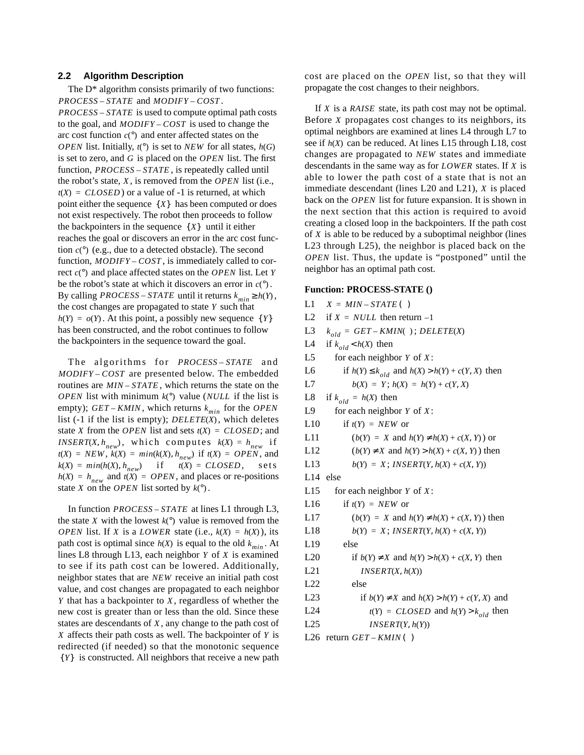### 2.2 Algorithm Description

The D* algorithm consists primarily of two functions: $PROCESS-STATE$ and $MODIFY-COST$. $PROCESS-STATE$ is used to compute optimal path costs to the goal, and $MODIFY-COST$ is used to change the arc cost function $c(°)$ and enter affected states on the $OPEN$ list. Initially, $t(°)$ is set to $NEW$ for all states, $h(G)$ is set to zero, and $G$ is placed on the $OPEN$ list. The first function, $PROCESS-STATE$, is repeatedly called until the robot's state, $X$, is removed from the $OPEN$ list (i.e., $t(X) = CLOSED$) or a value of -1 is returned, at which point either the sequence $\{X\}$ has been computed or does not exist respectively. The robot then proceeds to follow the backpointers in the sequence $\{X\}$ until it either reaches the goal or discovers an error in the arc cost function $c(°)$ (e.g., due to a detected obstacle). The second function, $MODIFY-COST$, is immediately called to correct $c(°)$ and place affected states on the $OPEN$ list. Let $Y$ be the robot's state at which it discovers an error in $c(°)$. By calling $PROCESS-STATE$ until it returns $k_{min} \geq h(Y)$, the cost changes are propagated to state $Y$ such that $h(Y) = o(Y)$. At this point, a possibly new sequence $\{Y\}$ has been constructed, and the robot continues to follow the backpointers in the sequence toward the goal.

The algorithms for $PROCESS-STATE$ and $MODIFY-COST$ are presented below. The embedded routines are $MIN-STATE$, which returns the state on the $OPEN$ list with minimum $k(°)$ value ($NULL$ if the list is empty); $GET-KMIN$, which returns $k_{min}$ for the $OPEN$ list (-1 if the list is empty); $DELETE(X)$, which deletes state $X$ from the $OPEN$ list and sets $t(X) = CLOSED$; and $INSERT(X, h_{new})$, which computes $k(X) = h_{new}$ if $t(X) = NEW$, $k(X) = min(k(X), h_{new})$ if $t(X) = OPEN$, and $k(X) = min(h(X), h_{new})$ if $t(X) = CLOSED$, sets $h(X) = h_{new}$ and $t(X) = OPEN$, and places or re-positions state $X$ on the $OPEN$ list sorted by $k(°)$.

In function $PROCESS-STATE$ at lines L1 through L3, the state $X$ with the lowest $k(°)$ value is removed from the $OPEN$ list. If $X$ is a $LOWER$ state (i.e., $k(X) = h(X)$), its path cost is optimal since $h(X)$ is equal to the old $k_{min}$. At lines L8 through L13, each neighbor $Y$ of $X$ is examined to see if its path cost can be lowered. Additionally, neighbor states that are $NEW$ receive an initial path cost value, and cost changes are propagated to each neighbor $Y$ that has a backpointer to $X$, regardless of whether the new cost is greater than or less than the old. Since these states are descendants of $X$, any change to the path cost of $X$ affects their path costs as well. The backpointer of $Y$ is redirected (if needed) so that the monotonic sequence $\{Y\}$ is constructed. All neighbors that receive a new path cost are placed on the $OPEN$ list, so that they will propagate the cost changes to their neighbors.

If $X$ is a $RAISE$ state, its path cost may not be optimal. Before $X$ propagates cost changes to its neighbors, its optimal neighbors are examined at lines L4 through L7 to see if $h(X)$ can be reduced. At lines L15 through L18, cost changes are propagated to $NEW$ states and immediate descendants in the same way as for $LOWER$ states. If $X$ is able to lower the path cost of a state that is not an immediate descendant (lines L20 and L21), $X$ is placed back on the $OPEN$ list for future expansion. It is shown in the next section that this action is required to avoid creating a closed loop in the backpointers. If the path cost of $X$ is able to be reduced by a suboptimal neighbor (lines L23 through L25), the neighbor is placed back on the $OPEN$ list. Thus, the update is "postponed" until the neighbor has an optimal path cost.

**Function: PROCESS-STATE ()**

```
L1    X = MIN-STATE( )
L2    if X = NULL then return -1
L3    k_old = GET-KMIN( ); DELETE(X)
L4    if k_old < h(X) then
L5       for each neighbor Y of X:
L6          if h(Y) ≤ k_old and h(X) > h(Y) + c(Y, X) then
L7             b(X) = Y; h(X) = h(Y) + c(Y, X)
L8    if k_old = h(X) then
L9       for each neighbor Y of X:
L10         if t(Y) = NEW or
L11            (b(Y) = X and h(Y) ≠ h(X) + c(X, Y)) or
L12            (b(Y) ≠ X and h(Y) > h(X) + c(X, Y)) then
L13            b(Y) = X; INSERT(Y, h(X) + c(X, Y))
L14   else
L15      for each neighbor Y of X:
L16         if t(Y) = NEW or
L17            (b(Y) = X and h(Y) ≠ h(X) + c(X, Y)) then
L18            b(Y) = X; INSERT(Y, h(X) + c(X, Y))
L19         else
L20            if b(Y) ≠ X and h(Y) > h(X) + c(X, Y) then
L21               INSERT(X, h(X))
L22            else
L23               if b(Y) ≠ X and h(X) > h(Y) + c(Y, X) and
L24                  t(Y) = CLOSED and h(Y) > k_old then
L25                  INSERT(Y, h(Y))
L26   return GET-KMIN( )
```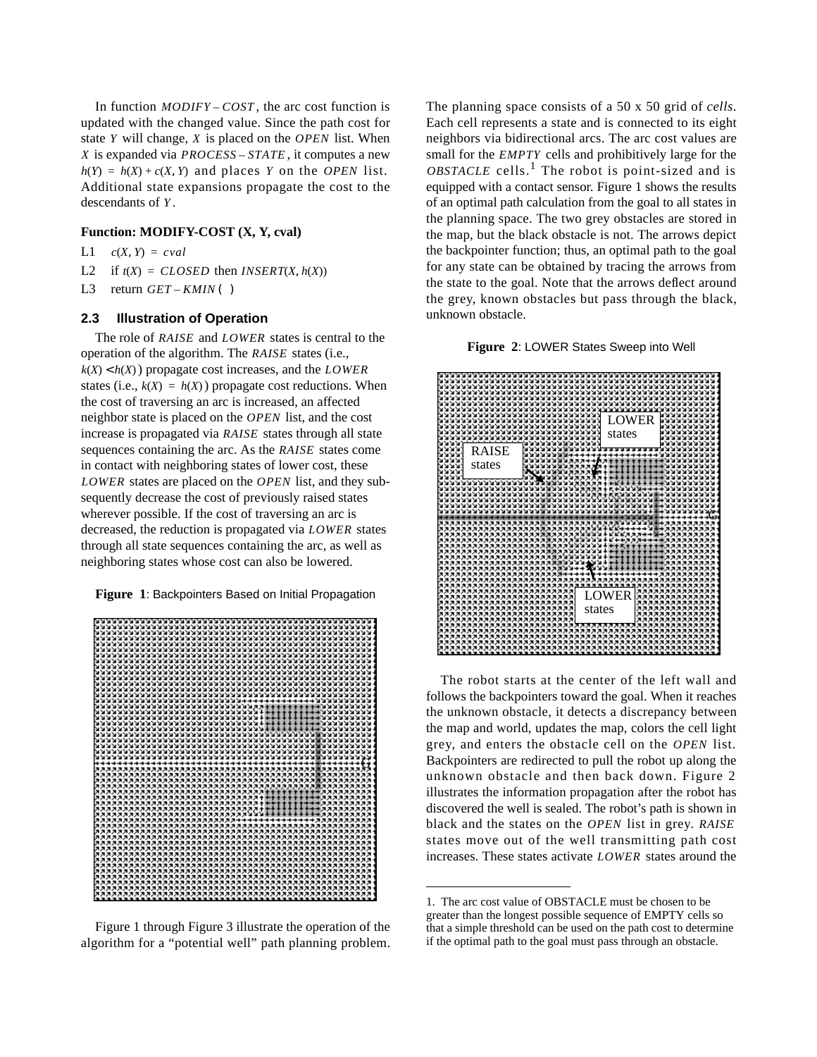In function $MODIFY-COST$, the arc cost function is updated with the changed value. Since the path cost for state $Y$ will change, $X$ is placed on the $OPEN$ list. When $X$ is expanded via $PROCESS-STATE$, it computes a new $h(Y) = h(X) + c(X, Y)$ and places $Y$ on the $OPEN$ list. Additional state expansions propagate the cost to the descendants of $Y$.

**Function: MODIFY-COST (X, Y, cval)**

L1 $c(X, Y) = cval$

L2 if $t(X) = CLOSED$ then $INSERT(X, h(X))$

L3 return $GET-KMIN(\ )$

### 2.3 Illustration of Operation

The role of $RAISE$ and $LOWER$ states is central to the operation of the algorithm. The $RAISE$ states (i.e., $k(X) < h(X)$) propagate cost increases, and the $LOWER$ states (i.e., $k(X) = h(X)$) propagate cost reductions. When the cost of traversing an arc is increased, an affected neighbor state is placed on the $OPEN$ list, and the cost increase is propagated via $RAISE$ states through all state sequences containing the arc. As the $RAISE$ states come in contact with neighboring states of lower cost, these $LOWER$ states are placed on the $OPEN$ list, and they subsequently decrease the cost of previously raised states wherever possible. If the cost of traversing an arc is decreased, the reduction is propagated via $LOWER$ states through all state sequences containing the arc, as well as neighboring states whose cost can also be lowered.

**Figure 1**: Backpointers Based on Initial Propagation

Figure 1 through Figure 3 illustrate the operation of the algorithm for a "potential well" path planning problem. The planning space consists of a 50 x 50 grid of *cells*. Each cell represents a state and is connected to its eight neighbors via bidirectional arcs. The arc cost values are small for the $EMPTY$ cells and prohibitively large for the $OBSTACLE$ cells.[1] The robot is point-sized and is equipped with a contact sensor. Figure 1 shows the results of an optimal path calculation from the goal to all states in the planning space. The two grey obstacles are stored in the map, but the black obstacle is not. The arrows depict the backpointer function; thus, an optimal path to the goal for any state can be obtained by tracing the arrows from the state to the goal. Note that the arrows deflect around the grey, known obstacles but pass through the black, unknown obstacle.

**Figure 2**: LOWER States Sweep into Well

The robot starts at the center of the left wall and follows the backpointers toward the goal. When it reaches the unknown obstacle, it detects a discrepancy between the map and world, updates the map, colors the cell light grey, and enters the obstacle cell on the $OPEN$ list. Backpointers are redirected to pull the robot up along the unknown obstacle and then back down. Figure 2 illustrates the information propagation after the robot has discovered the well is sealed. The robot's path is shown in black and the states on the $OPEN$ list in grey. $RAISE$ states move out of the well transmitting path cost increases. These states activate $LOWER$ states around the

1. The arc cost value of OBSTACLE must be chosen to be greater than the longest possible sequence of EMPTY cells so that a simple threshold can be used on the path cost to determine if the optimal path to the goal must pass through an obstacle.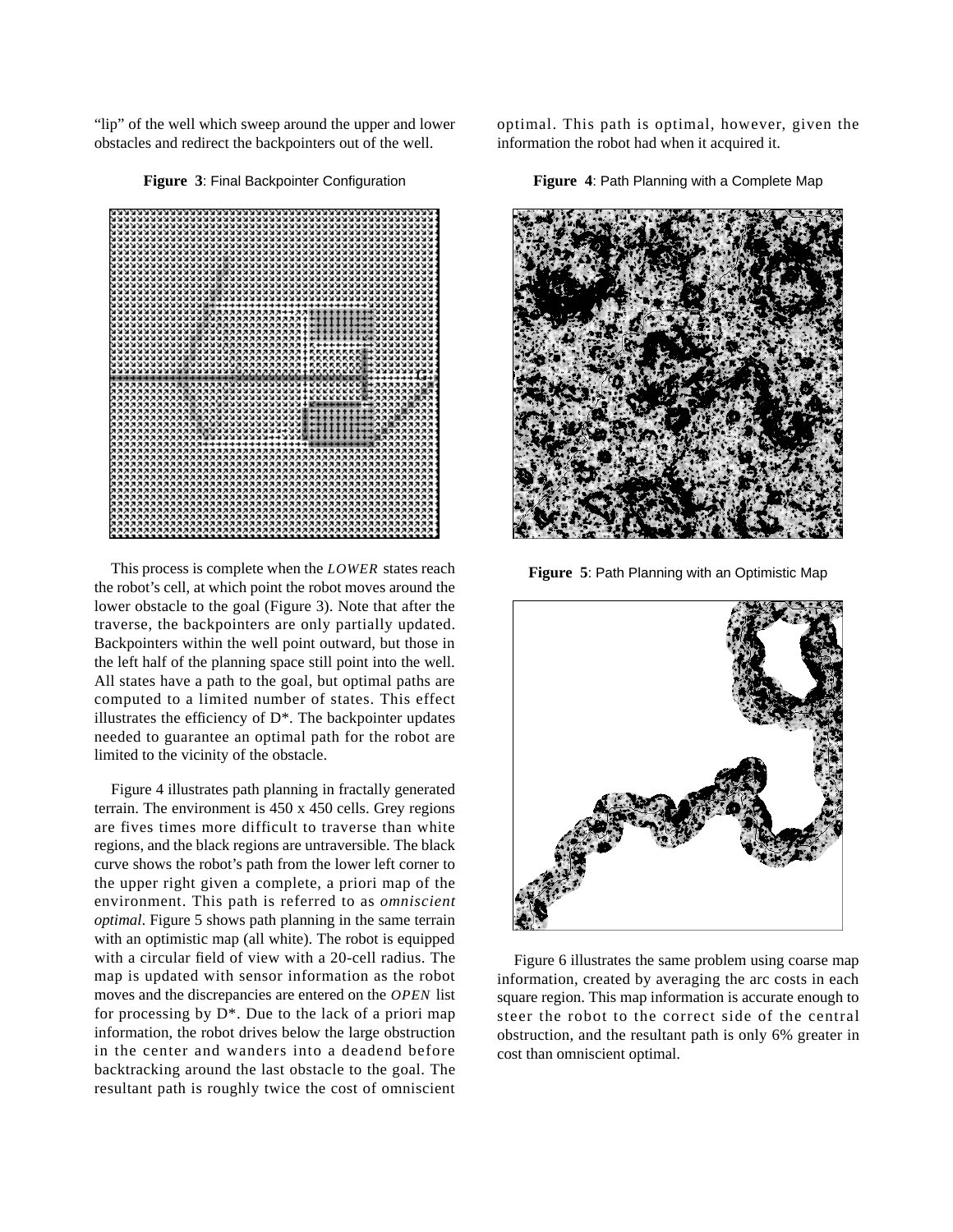"lip" of the well which sweep around the upper and lower obstacles and redirect the backpointers out of the well.

**Figure 3**: Final Backpointer Configuration

This process is complete when the *LOWER* states reach the robot's cell, at which point the robot moves around the lower obstacle to the goal (Figure 3). Note that after the traverse, the backpointers are only partially updated. Backpointers within the well point outward, but those in the left half of the planning space still point into the well. All states have a path to the goal, but optimal paths are computed to a limited number of states. This effect illustrates the efficiency of D*. The backpointer updates needed to guarantee an optimal path for the robot are limited to the vicinity of the obstacle.

Figure 4 illustrates path planning in fractally generated terrain. The environment is 450 x 450 cells. Grey regions are fives times more difficult to traverse than white regions, and the black regions are untraversible. The black curve shows the robot's path from the lower left corner to the upper right given a complete, a priori map of the environment. This path is referred to as *omniscient optimal*. Figure 5 shows path planning in the same terrain with an optimistic map (all white). The robot is equipped with a circular field of view with a 20-cell radius. The map is updated with sensor information as the robot moves and the discrepancies are entered on the *OPEN* list for processing by D*. Due to the lack of a priori map information, the robot drives below the large obstruction in the center and wanders into a deadend before backtracking around the last obstacle to the goal. The resultant path is roughly twice the cost of omniscient optimal. This path is optimal, however, given the information the robot had when it acquired it.

**Figure 4**: Path Planning with a Complete Map

**Figure 5**: Path Planning with an Optimistic Map

Figure 6 illustrates the same problem using coarse map information, created by averaging the arc costs in each square region. This map information is accurate enough to steer the robot to the correct side of the central obstruction, and the resultant path is only 6% greater in cost than omniscient optimal.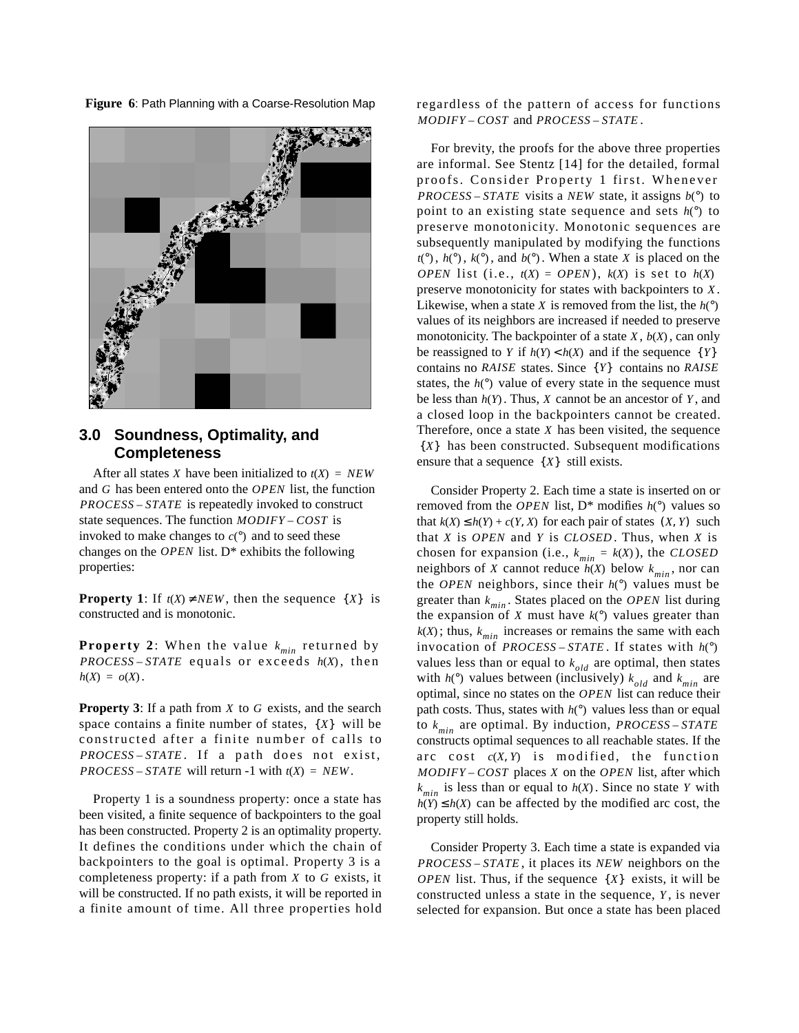**Figure 6**: Path Planning with a Coarse-Resolution Map

## 3.0 Soundness, Optimality, and Completeness

After all states $X$ have been initialized to $t(X) = NEW$ and $G$ has been entered onto the $OPEN$ list, the function $PROCESS-STATE$ is repeatedly invoked to construct state sequences. The function $MODIFY-COST$ is invoked to make changes to $c(°)$ and to seed these changes on the $OPEN$ list. D* exhibits the following properties:

**Property 1**: If $t(X) \neq NEW$, then the sequence $\{X\}$ is constructed and is monotonic.

**Property 2**: When the value $k_{min}$ returned by $PROCESS-STATE$ equals or exceeds $h(X)$, then $h(X) = o(X)$.

**Property 3**: If a path from $X$ to $G$ exists, and the search space contains a finite number of states, $\{X\}$ will be constructed after a finite number of calls to $PROCESS-STATE$. If a path does not exist, $PROCESS-STATE$ will return -1 with $t(X) = NEW$.

Property 1 is a soundness property: once a state has been visited, a finite sequence of backpointers to the goal has been constructed. Property 2 is an optimality property. It defines the conditions under which the chain of backpointers to the goal is optimal. Property 3 is a completeness property: if a path from $X$ to $G$ exists, it will be constructed. If no path exists, it will be reported in a finite amount of time. All three properties hold regardless of the pattern of access for functions $MODIFY-COST$ and $PROCESS-STATE$.

For brevity, the proofs for the above three properties are informal. See Stentz [14] for the detailed, formal proofs. Consider Property 1 first. Whenever $PROCESS-STATE$ visits a $NEW$ state, it assigns $b(°)$ to point to an existing state sequence and sets $h(°)$ to preserve monotonicity. Monotonic sequences are subsequently manipulated by modifying the functions $t(°)$, $h(°)$, $k(°)$, and $b(°)$. When a state $X$ is placed on the $OPEN$ list (i.e., $t(X) = OPEN$), $k(X)$ is set to $h(X)$ preserve monotonicity for states with backpointers to $X$. Likewise, when a state $X$ is removed from the list, the $h(°)$ values of its neighbors are increased if needed to preserve monotonicity. The backpointer of a state $X$, $b(X)$, can only be reassigned to $Y$ if $h(Y) < h(X)$ and if the sequence $\{Y\}$ contains no $RAISE$ states. Since $\{Y\}$ contains no $RAISE$ states, the $h(°)$ value of every state in the sequence must be less than $h(Y)$. Thus, $X$ cannot be an ancestor of $Y$, and a closed loop in the backpointers cannot be created. Therefore, once a state $X$ has been visited, the sequence $\{X\}$ has been constructed. Subsequent modifications ensure that a sequence $\{X\}$ still exists.

Consider Property 2. Each time a state is inserted on or removed from the $OPEN$ list, D* modifies $h(°)$ values so that $k(X) \leq h(Y) + c(Y, X)$ for each pair of states $(X, Y)$ such that $X$ is $OPEN$ and $Y$ is $CLOSED$. Thus, when $X$ is chosen for expansion (i.e., $k_{min} = k(X)$), the $CLOSED$ neighbors of $X$ cannot reduce $h(X)$ below $k_{min}$, nor can the $OPEN$ neighbors, since their $h(°)$ values must be greater than $k_{min}$. States placed on the $OPEN$ list during the expansion of $X$ must have $k(°)$ values greater than $k(X)$; thus, $k_{min}$ increases or remains the same with each invocation of $PROCESS-STATE$. If states with $h(°)$ values less than or equal to $k_{old}$ are optimal, then states with $h(°)$ values between (inclusively) $k_{old}$ and $k_{min}$ are optimal, since no states on the $OPEN$ list can reduce their path costs. Thus, states with $h(°)$ values less than or equal to $k_{min}$ are optimal. By induction, $PROCESS-STATE$ constructs optimal sequences to all reachable states. If the arc cost $c(X, Y)$ is modified, the function $MODIFY-COST$ places $X$ on the $OPEN$ list, after which $k_{min}$ is less than or equal to $h(X)$. Since no state $Y$ with $h(Y) \leq h(X)$ can be affected by the modified arc cost, the property still holds.

Consider Property 3. Each time a state is expanded via $PROCESS-STATE$, it places its $NEW$ neighbors on the $OPEN$ list. Thus, if the sequence $\{X\}$ exists, it will be constructed unless a state in the sequence, $Y$, is never selected for expansion. But once a state has been placed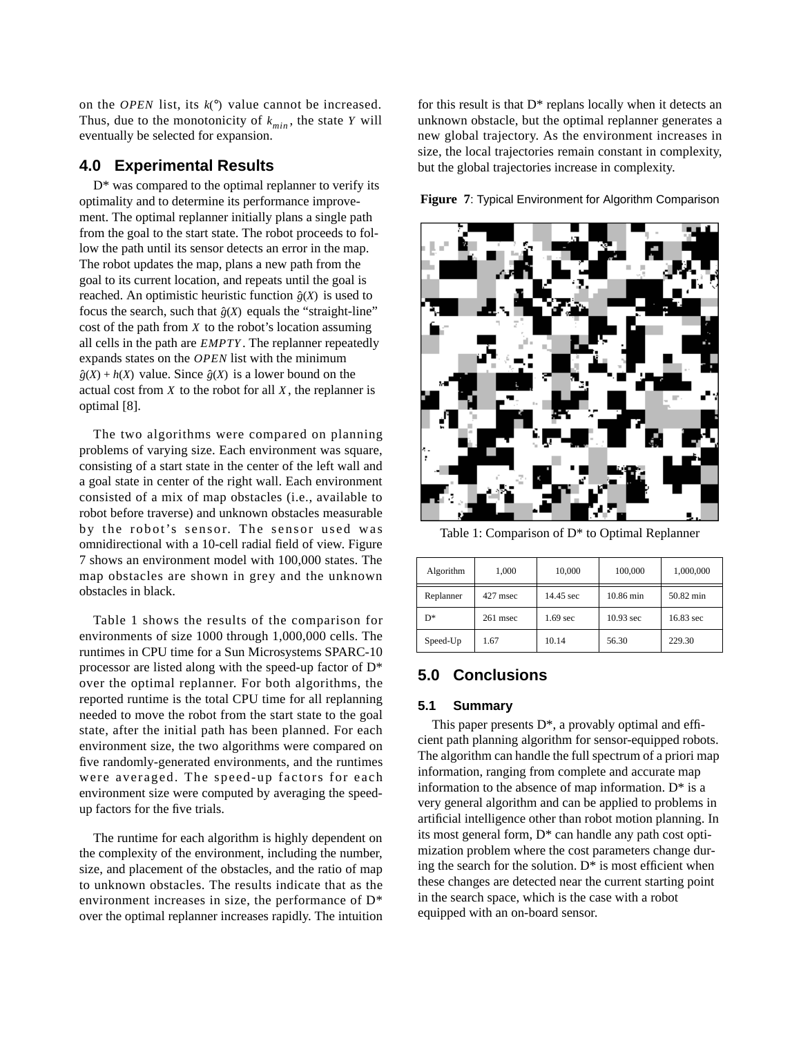on the *OPEN* list, its $k(°)$ value cannot be increased. Thus, due to the monotonicity of $k_{min}$, the state $Y$ will eventually be selected for expansion.

## 4.0 Experimental Results

D* was compared to the optimal replanner to verify its optimality and to determine its performance improvement. The optimal replanner initially plans a single path from the goal to the start state. The robot proceeds to follow the path until its sensor detects an error in the map. The robot updates the map, plans a new path from the goal to its current location, and repeats until the goal is reached. An optimistic heuristic function $\hat{g}(X)$ is used to focus the search, such that $\hat{g}(X)$ equals the "straight-line" cost of the path from $X$ to the robot's location assuming all cells in the path are *EMPTY*. The replanner repeatedly expands states on the *OPEN* list with the minimum $\hat{g}(X) + h(X)$ value. Since $\hat{g}(X)$ is a lower bound on the actual cost from $X$ to the robot for all $X$, the replanner is optimal [8].

The two algorithms were compared on planning problems of varying size. Each environment was square, consisting of a start state in the center of the left wall and a goal state in center of the right wall. Each environment consisted of a mix of map obstacles (i.e., available to robot before traverse) and unknown obstacles measurable by the robot's sensor. The sensor used was omnidirectional with a 10-cell radial field of view. Figure 7 shows an environment model with 100,000 states. The map obstacles are shown in grey and the unknown obstacles in black.

Table 1 shows the results of the comparison for environments of size 1000 through 1,000,000 cells. The runtimes in CPU time for a Sun Microsystems SPARC-10 processor are listed along with the speed-up factor of D* over the optimal replanner. For both algorithms, the reported runtime is the total CPU time for all replanning needed to move the robot from the start state to the goal state, after the initial path has been planned. For each environment size, the two algorithms were compared on five randomly-generated environments, and the runtimes were averaged. The speed-up factors for each environment size were computed by averaging the speed-up factors for the five trials.

The runtime for each algorithm is highly dependent on the complexity of the environment, including the number, size, and placement of the obstacles, and the ratio of map to unknown obstacles. The results indicate that as the environment increases in size, the performance of D* over the optimal replanner increases rapidly. The intuition for this result is that D* replans locally when it detects an unknown obstacle, but the optimal replanner generates a new global trajectory. As the environment increases in size, the local trajectories remain constant in complexity, but the global trajectories increase in complexity.

**Figure 7**: Typical Environment for Algorithm Comparison

Table 1: Comparison of D* to Optimal Replanner

| Algorithm | 1,000 | 10,000 | 100,000 | 1,000,000 |
|---|---|---|---|---|
| Replanner | 427 msec | 14.45 sec | 10.86 min | 50.82 min |
| D* | 261 msec | 1.69 sec | 10.93 sec | 16.83 sec |
| Speed-Up | 1.67 | 10.14 | 56.30 | 229.30 |

## 5.0 Conclusions

### 5.1 Summary

This paper presents D*, a provably optimal and efficient path planning algorithm for sensor-equipped robots. The algorithm can handle the full spectrum of a priori map information, ranging from complete and accurate map information to the absence of map information. D* is a very general algorithm and can be applied to problems in artificial intelligence other than robot motion planning. In its most general form, D* can handle any path cost optimization problem where the cost parameters change during the search for the solution. D* is most efficient when these changes are detected near the current starting point in the search space, which is the case with a robot equipped with an on-board sensor.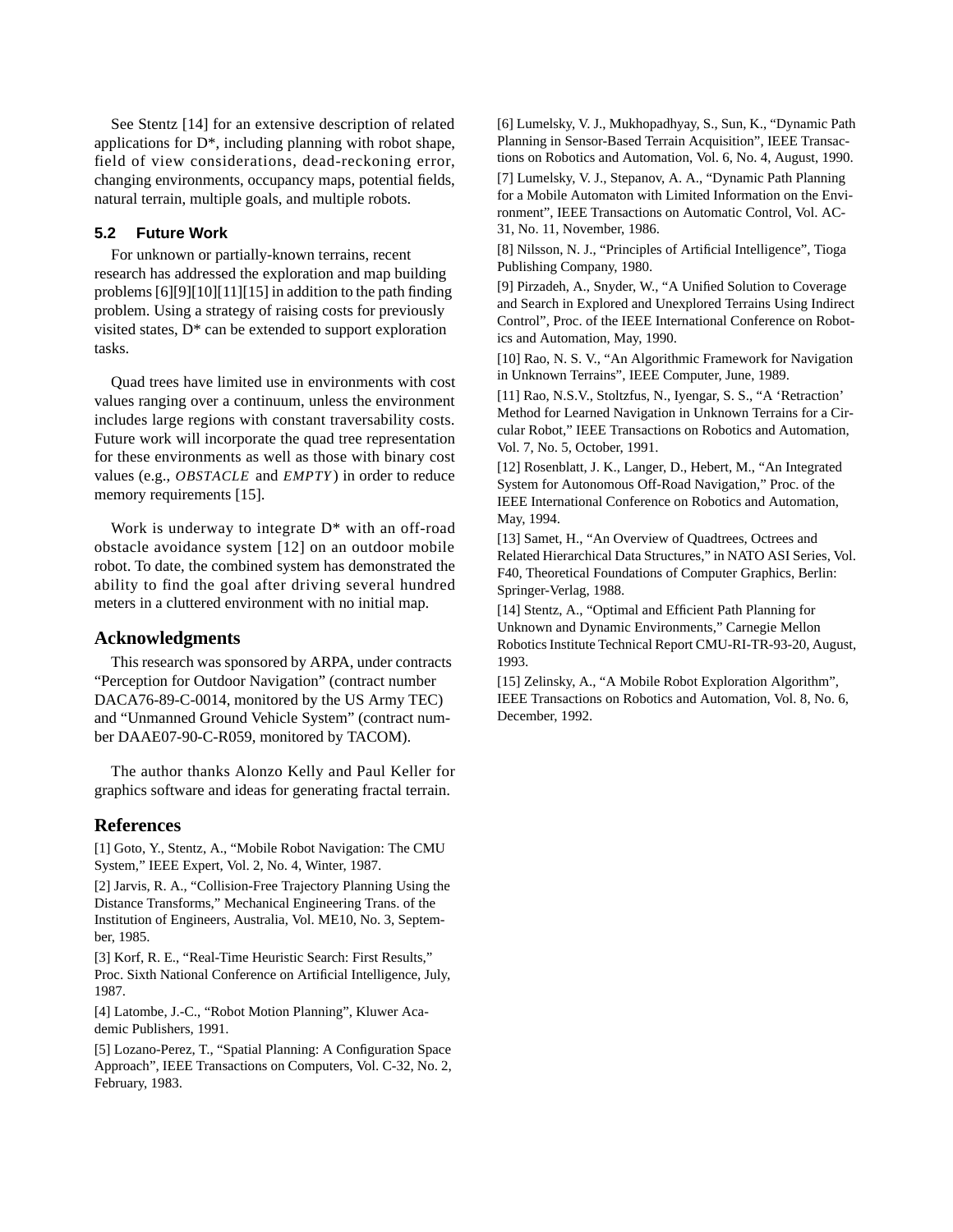See Stentz [14] for an extensive description of related applications for D*, including planning with robot shape, field of view considerations, dead-reckoning error, changing environments, occupancy maps, potential fields, natural terrain, multiple goals, and multiple robots.

### 5.2 Future Work

For unknown or partially-known terrains, recent research has addressed the exploration and map building problems [6][9][10][11][15] in addition to the path finding problem. Using a strategy of raising costs for previously visited states, D* can be extended to support exploration tasks.

Quad trees have limited use in environments with cost values ranging over a continuum, unless the environment includes large regions with constant traversability costs. Future work will incorporate the quad tree representation for these environments as well as those with binary cost values (e.g., *OBSTACLE* and *EMPTY*) in order to reduce memory requirements [15].

Work is underway to integrate D* with an off-road obstacle avoidance system [12] on an outdoor mobile robot. To date, the combined system has demonstrated the ability to find the goal after driving several hundred meters in a cluttered environment with no initial map.

## Acknowledgments

This research was sponsored by ARPA, under contracts "Perception for Outdoor Navigation" (contract number DACA76-89-C-0014, monitored by the US Army TEC) and "Unmanned Ground Vehicle System" (contract number DAAE07-90-C-R059, monitored by TACOM).

The author thanks Alonzo Kelly and Paul Keller for graphics software and ideas for generating fractal terrain.

## References

[1] Goto, Y., Stentz, A., "Mobile Robot Navigation: The CMU System," IEEE Expert, Vol. 2, No. 4, Winter, 1987.

[2] Jarvis, R. A., "Collision-Free Trajectory Planning Using the Distance Transforms," Mechanical Engineering Trans. of the Institution of Engineers, Australia, Vol. ME10, No. 3, September, 1985.

[3] Korf, R. E., "Real-Time Heuristic Search: First Results," Proc. Sixth National Conference on Artificial Intelligence, July, 1987.

[4] Latombe, J.-C., "Robot Motion Planning", Kluwer Academic Publishers, 1991.

[5] Lozano-Perez, T., "Spatial Planning: A Configuration Space Approach", IEEE Transactions on Computers, Vol. C-32, No. 2, February, 1983.

[6] Lumelsky, V. J., Mukhopadhyay, S., Sun, K., "Dynamic Path Planning in Sensor-Based Terrain Acquisition", IEEE Transactions on Robotics and Automation, Vol. 6, No. 4, August, 1990.

[7] Lumelsky, V. J., Stepanov, A. A., "Dynamic Path Planning for a Mobile Automaton with Limited Information on the Environment", IEEE Transactions on Automatic Control, Vol. AC-31, No. 11, November, 1986.

[8] Nilsson, N. J., "Principles of Artificial Intelligence", Tioga Publishing Company, 1980.

[9] Pirzadeh, A., Snyder, W., "A Unified Solution to Coverage and Search in Explored and Unexplored Terrains Using Indirect Control", Proc. of the IEEE International Conference on Robotics and Automation, May, 1990.

[10] Rao, N. S. V., "An Algorithmic Framework for Navigation in Unknown Terrains", IEEE Computer, June, 1989.

[11] Rao, N.S.V., Stoltzfus, N., Iyengar, S. S., "A 'Retraction' Method for Learned Navigation in Unknown Terrains for a Circular Robot," IEEE Transactions on Robotics and Automation, Vol. 7, No. 5, October, 1991.

[12] Rosenblatt, J. K., Langer, D., Hebert, M., "An Integrated System for Autonomous Off-Road Navigation," Proc. of the IEEE International Conference on Robotics and Automation, May, 1994.

[13] Samet, H., "An Overview of Quadtrees, Octrees and Related Hierarchical Data Structures," in NATO ASI Series, Vol. F40, Theoretical Foundations of Computer Graphics, Berlin: Springer-Verlag, 1988.

[14] Stentz, A., "Optimal and Efficient Path Planning for Unknown and Dynamic Environments," Carnegie Mellon Robotics Institute Technical Report CMU-RI-TR-93-20, August, 1993.

[15] Zelinsky, A., "A Mobile Robot Exploration Algorithm", IEEE Transactions on Robotics and Automation, Vol. 8, No. 6, December, 1992.